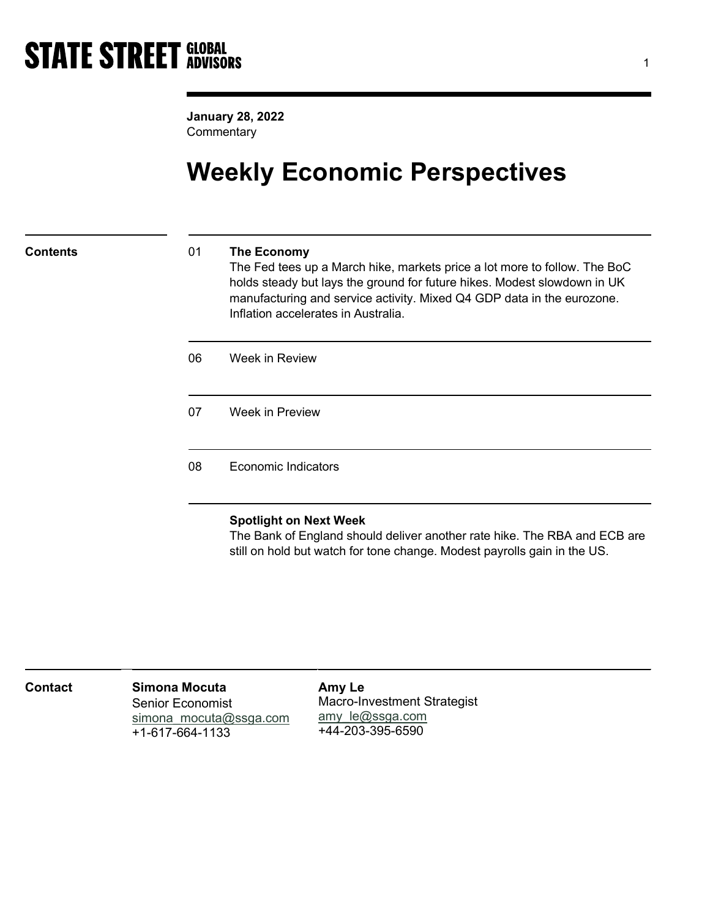**STATE STREET GLOBAL ADVISORS**

**January 28, 2022**
Commentary

# Weekly Economic Perspectives

## Contents

| | |
|---|---|
| 01 | **The Economy**<br>The Fed tees up a March hike, markets price a lot more to follow. The BoC holds steady but lays the ground for future hikes. Modest slowdown in UK manufacturing and service activity. Mixed Q4 GDP data in the eurozone. Inflation accelerates in Australia. |
| 06 | Week in Review |
| 07 | Week in Preview |
| 08 | Economic Indicators |

**Spotlight on Next Week**
The Bank of England should deliver another rate hike. The RBA and ECB are still on hold but watch for tone change. Modest payrolls gain in the US.

## Contact

**Simona Mocuta**
Senior Economist
simona_mocuta@ssga.com
+1-617-664-1133

**Amy Le**
Macro-Investment Strategist
amy_le@ssga.com
+44-203-395-6590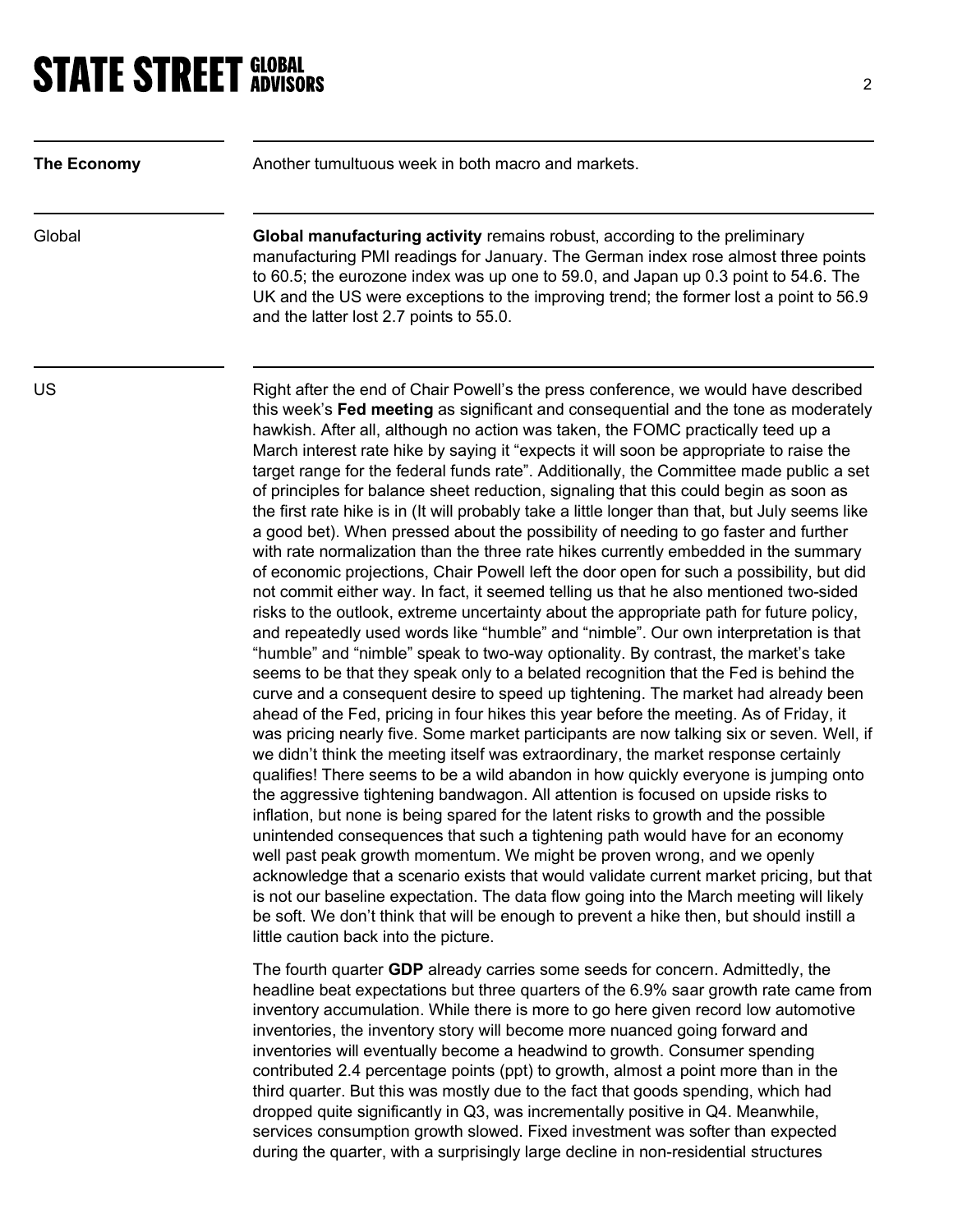**The Economy**

Another tumultuous week in both macro and markets.

**Global**

**Global manufacturing activity** remains robust, according to the preliminary manufacturing PMI readings for January. The German index rose almost three points to 60.5; the eurozone index was up one to 59.0, and Japan up 0.3 point to 54.6. The UK and the US were exceptions to the improving trend; the former lost a point to 56.9 and the latter lost 2.7 points to 55.0.

**US**

Right after the end of Chair Powell's the press conference, we would have described this week's **Fed meeting** as significant and consequential and the tone as moderately hawkish. After all, although no action was taken, the FOMC practically teed up a March interest rate hike by saying it "expects it will soon be appropriate to raise the target range for the federal funds rate". Additionally, the Committee made public a set of principles for balance sheet reduction, signaling that this could begin as soon as the first rate hike is in (It will probably take a little longer than that, but July seems like a good bet). When pressed about the possibility of needing to go faster and further with rate normalization than the three rate hikes currently embedded in the summary of economic projections, Chair Powell left the door open for such a possibility, but did not commit either way. In fact, it seemed telling us that he also mentioned two-sided risks to the outlook, extreme uncertainty about the appropriate path for future policy, and repeatedly used words like "humble" and "nimble". Our own interpretation is that "humble" and "nimble" speak to two-way optionality. By contrast, the market's take seems to be that they speak only to a belated recognition that the Fed is behind the curve and a consequent desire to speed up tightening. The market had already been ahead of the Fed, pricing in four hikes this year before the meeting. As of Friday, it was pricing nearly five. Some market participants are now talking six or seven. Well, if we didn't think the meeting itself was extraordinary, the market response certainly qualifies! There seems to be a wild abandon in how quickly everyone is jumping onto the aggressive tightening bandwagon. All attention is focused on upside risks to inflation, but none is being spared for the latent risks to growth and the possible unintended consequences that such a tightening path would have for an economy well past peak growth momentum. We might be proven wrong, and we openly acknowledge that a scenario exists that would validate current market pricing, but that is not our baseline expectation. The data flow going into the March meeting will likely be soft. We don't think that will be enough to prevent a hike then, but should instill a little caution back into the picture.

The fourth quarter **GDP** already carries some seeds for concern. Admittedly, the headline beat expectations but three quarters of the 6.9% saar growth rate came from inventory accumulation. While there is more to go here given record low automotive inventories, the inventory story will become more nuanced going forward and inventories will eventually become a headwind to growth. Consumer spending contributed 2.4 percentage points (ppt) to growth, almost a point more than in the third quarter. But this was mostly due to the fact that goods spending, which had dropped quite significantly in Q3, was incrementally positive in Q4. Meanwhile, services consumption growth slowed. Fixed investment was softer than expected during the quarter, with a surprisingly large decline in non-residential structures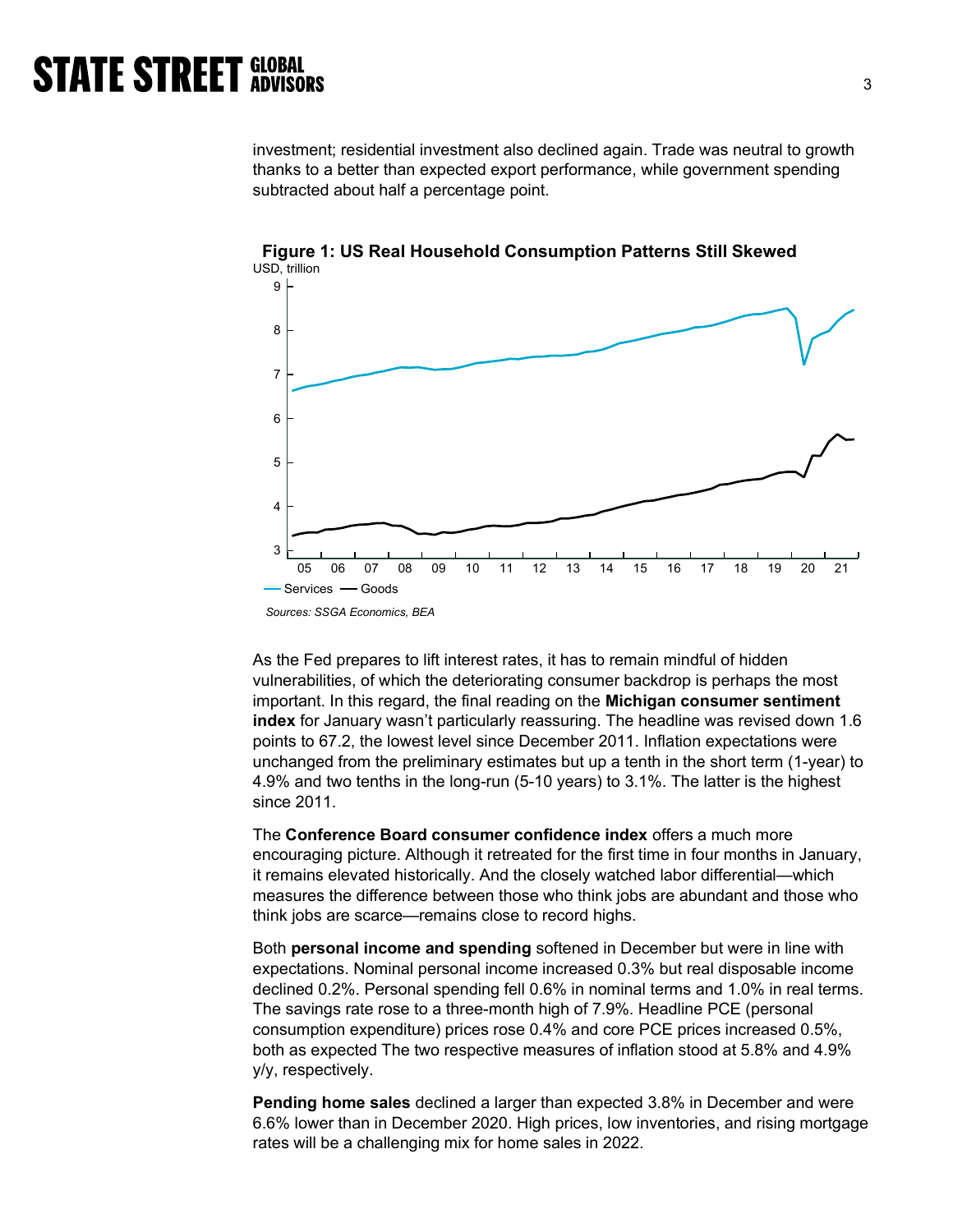investment; residential investment also declined again. Trade was neutral to growth thanks to a better than expected export performance, while government spending subtracted about half a percentage point.

**Figure 1: US Real Household Consumption Patterns Still Skewed**

*Sources: SSGA Economics, BEA*

As the Fed prepares to lift interest rates, it has to remain mindful of hidden vulnerabilities, of which the deteriorating consumer backdrop is perhaps the most important. In this regard, the final reading on the **Michigan consumer sentiment index** for January wasn't particularly reassuring. The headline was revised down 1.6 points to 67.2, the lowest level since December 2011. Inflation expectations were unchanged from the preliminary estimates but up a tenth in the short term (1-year) to 4.9% and two tenths in the long-run (5-10 years) to 3.1%. The latter is the highest since 2011.

The **Conference Board consumer confidence index** offers a much more encouraging picture. Although it retreated for the first time in four months in January, it remains elevated historically. And the closely watched labor differential—which measures the difference between those who think jobs are abundant and those who think jobs are scarce—remains close to record highs.

Both **personal income and spending** softened in December but were in line with expectations. Nominal personal income increased 0.3% but real disposable income declined 0.2%. Personal spending fell 0.6% in nominal terms and 1.0% in real terms. The savings rate rose to a three-month high of 7.9%. Headline PCE (personal consumption expenditure) prices rose 0.4% and core PCE prices increased 0.5%, both as expected The two respective measures of inflation stood at 5.8% and 4.9% y/y, respectively.

**Pending home sales** declined a larger than expected 3.8% in December and were 6.6% lower than in December 2020. High prices, low inventories, and rising mortgage rates will be a challenging mix for home sales in 2022.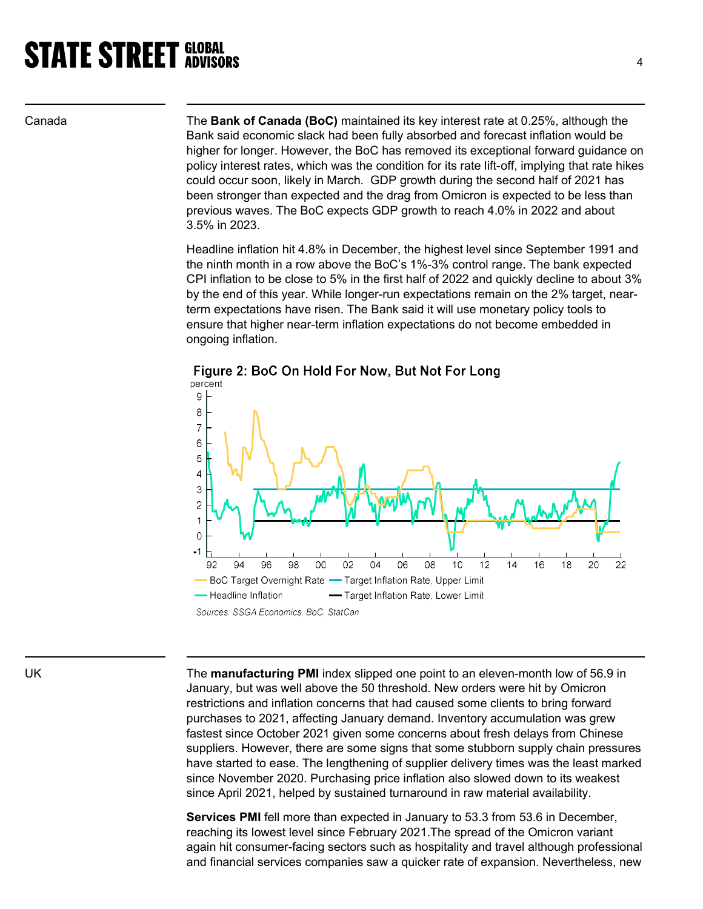## Canada

The **Bank of Canada (BoC)** maintained its key interest rate at 0.25%, although the Bank said economic slack had been fully absorbed and forecast inflation would be higher for longer. However, the BoC has removed its exceptional forward guidance on policy interest rates, which was the condition for its rate lift-off, implying that rate hikes could occur soon, likely in March. GDP growth during the second half of 2021 has been stronger than expected and the drag from Omicron is expected to be less than previous waves. The BoC expects GDP growth to reach 4.0% in 2022 and about 3.5% in 2023.

Headline inflation hit 4.8% in December, the highest level since September 1991 and the ninth month in a row above the BoC's 1%-3% control range. The bank expected CPI inflation to be close to 5% in the first half of 2022 and quickly decline to about 3% by the end of this year. While longer-run expectations remain on the 2% target, near-term expectations have risen. The Bank said it will use monetary policy tools to ensure that higher near-term inflation expectations do not become embedded in ongoing inflation.

**Figure 2: BoC On Hold For Now, But Not For Long**

*Sources: SSGA Economics, BoC, StatCan*

## UK

The **manufacturing PMI** index slipped one point to an eleven-month low of 56.9 in January, but was well above the 50 threshold. New orders were hit by Omicron restrictions and inflation concerns that had caused some clients to bring forward purchases to 2021, affecting January demand. Inventory accumulation was grew fastest since October 2021 given some concerns about fresh delays from Chinese suppliers. However, there are some signs that some stubborn supply chain pressures have started to ease. The lengthening of supplier delivery times was the least marked since November 2020. Purchasing price inflation also slowed down to its weakest since April 2021, helped by sustained turnaround in raw material availability.

**Services PMI** fell more than expected in January to 53.3 from 53.6 in December, reaching its lowest level since February 2021.The spread of the Omicron variant again hit consumer-facing sectors such as hospitality and travel although professional and financial services companies saw a quicker rate of expansion. Nevertheless, new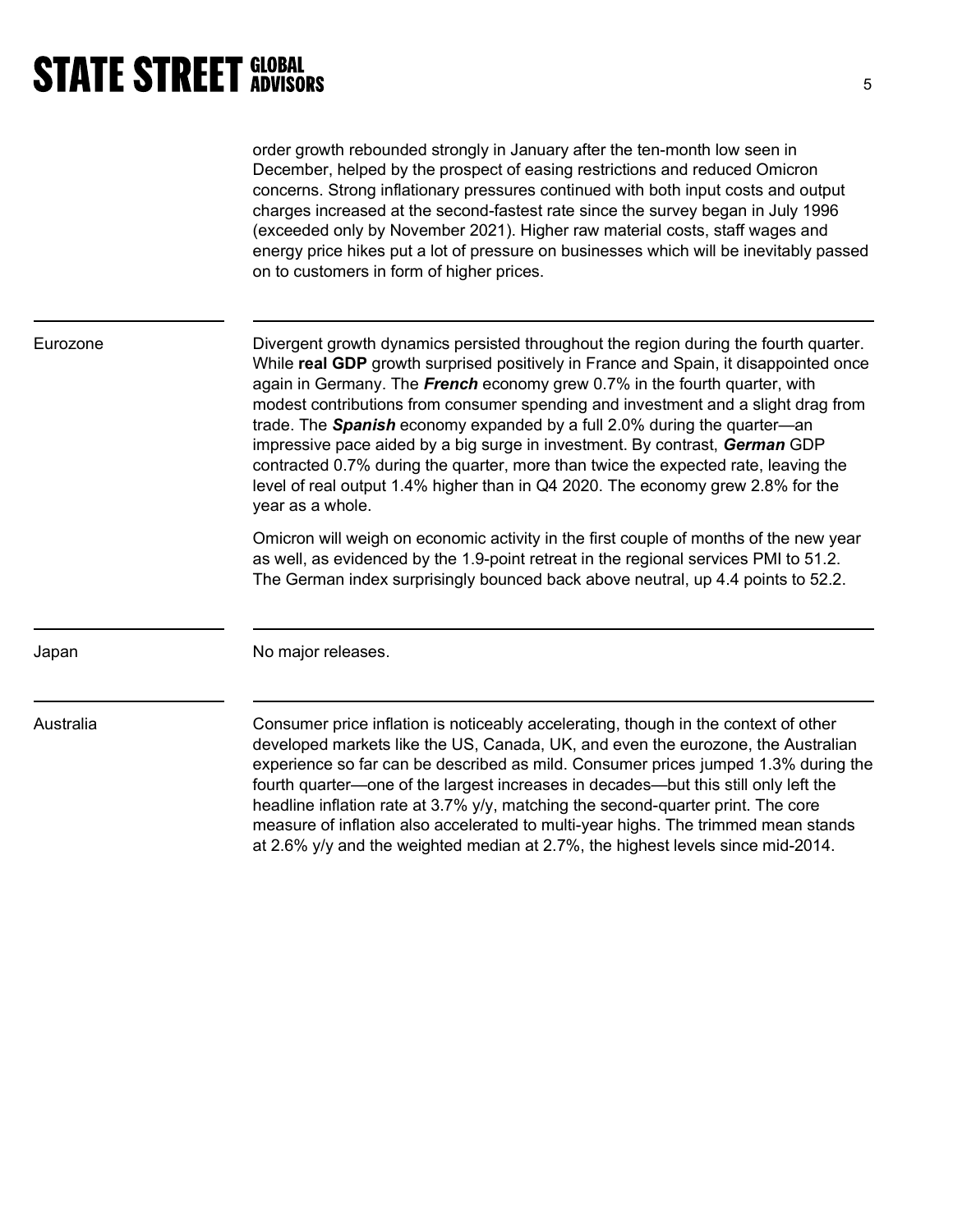order growth rebounded strongly in January after the ten-month low seen in December, helped by the prospect of easing restrictions and reduced Omicron concerns. Strong inflationary pressures continued with both input costs and output charges increased at the second-fastest rate since the survey began in July 1996 (exceeded only by November 2021). Higher raw material costs, staff wages and energy price hikes put a lot of pressure on businesses which will be inevitably passed on to customers in form of higher prices.

## Eurozone

Divergent growth dynamics persisted throughout the region during the fourth quarter. While **real GDP** growth surprised positively in France and Spain, it disappointed once again in Germany. The ***French*** economy grew 0.7% in the fourth quarter, with modest contributions from consumer spending and investment and a slight drag from trade. The ***Spanish*** economy expanded by a full 2.0% during the quarter—an impressive pace aided by a big surge in investment. By contrast, ***German*** GDP contracted 0.7% during the quarter, more than twice the expected rate, leaving the level of real output 1.4% higher than in Q4 2020. The economy grew 2.8% for the year as a whole.

Omicron will weigh on economic activity in the first couple of months of the new year as well, as evidenced by the 1.9-point retreat in the regional services PMI to 51.2. The German index surprisingly bounced back above neutral, up 4.4 points to 52.2.

## Japan

No major releases.

## Australia

Consumer price inflation is noticeably accelerating, though in the context of other developed markets like the US, Canada, UK, and even the eurozone, the Australian experience so far can be described as mild. Consumer prices jumped 1.3% during the fourth quarter—one of the largest increases in decades—but this still only left the headline inflation rate at 3.7% y/y, matching the second-quarter print. The core measure of inflation also accelerated to multi-year highs. The trimmed mean stands at 2.6% y/y and the weighted median at 2.7%, the highest levels since mid-2014.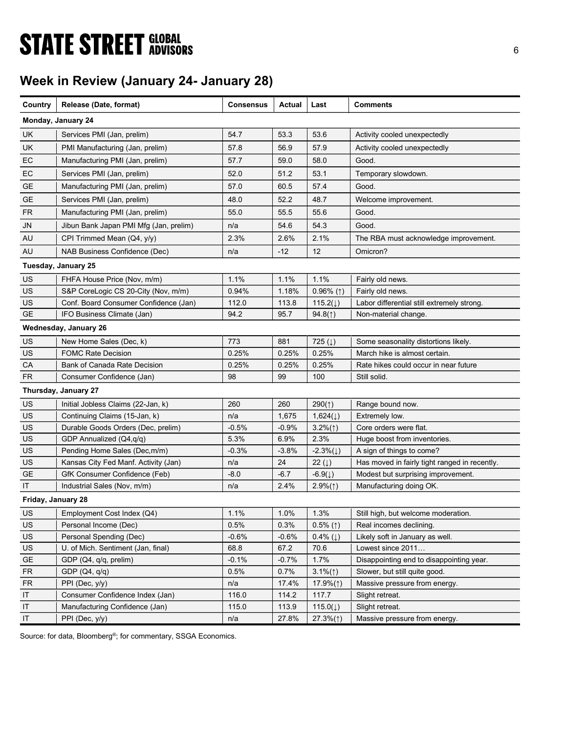## Week in Review (January 24- January 28)

| Country | Release (Date, format) | Consensus | Actual | Last | Comments |
|---|---|---|---|---|---|
| **Monday, January 24** | | | | | |
| UK | Services PMI (Jan, prelim) | 54.7 | 53.3 | 53.6 | Activity cooled unexpectedly |
| UK | PMI Manufacturing (Jan, prelim) | 57.8 | 56.9 | 57.9 | Activity cooled unexpectedly |
| EC | Manufacturing PMI (Jan, prelim) | 57.7 | 59.0 | 58.0 | Good. |
| EC | Services PMI (Jan, prelim) | 52.0 | 51.2 | 53.1 | Temporary slowdown. |
| GE | Manufacturing PMI (Jan, prelim) | 57.0 | 60.5 | 57.4 | Good. |
| GE | Services PMI (Jan, prelim) | 48.0 | 52.2 | 48.7 | Welcome improvement. |
| FR | Manufacturing PMI (Jan, prelim) | 55.0 | 55.5 | 55.6 | Good. |
| JN | Jibun Bank Japan PMI Mfg (Jan, prelim) | n/a | 54.6 | 54.3 | Good. |
| AU | CPI Trimmed Mean (Q4, y/y) | 2.3% | 2.6% | 2.1% | The RBA must acknowledge improvement. |
| AU | NAB Business Confidence (Dec) | n/a | -12 | 12 | Omicron? |
| **Tuesday, January 25** | | | | | |
| US | FHFA House Price (Nov, m/m) | 1.1% | 1.1% | 1.1% | Fairly old news. |
| US | S&P CoreLogic CS 20-City (Nov, m/m) | 0.94% | 1.18% | 0.96% (↑) | Fairly old news. |
| US | Conf. Board Consumer Confidence (Jan) | 112.0 | 113.8 | 115.2(↓) | Labor differential still extremely strong. |
| GE | IFO Business Climate (Jan) | 94.2 | 95.7 | 94.8(↑) | Non-material change. |
| **Wednesday, January 26** | | | | | |
| US | New Home Sales (Dec, k) | 773 | 881 | 725 (↓) | Some seasonality distortions likely. |
| US | FOMC Rate Decision | 0.25% | 0.25% | 0.25% | March hike is almost certain. |
| CA | Bank of Canada Rate Decision | 0.25% | 0.25% | 0.25% | Rate hikes could occur in near future |
| FR | Consumer Confidence (Jan) | 98 | 99 | 100 | Still solid. |
| **Thursday, January 27** | | | | | |
| US | Initial Jobless Claims (22-Jan, k) | 260 | 260 | 290(↑) | Range bound now. |
| US | Continuing Claims (15-Jan, k) | n/a | 1,675 | 1,624(↓) | Extremely low. |
| US | Durable Goods Orders (Dec, prelim) | -0.5% | -0.9% | 3.2%(↑) | Core orders were flat. |
| US | GDP Annualized (Q4,q/q) | 5.3% | 6.9% | 2.3% | Huge boost from inventories. |
| US | Pending Home Sales (Dec,m/m) | -0.3% | -3.8% | -2.3%(↓) | A sign of things to come? |
| US | Kansas City Fed Manf. Activity (Jan) | n/a | 24 | 22 (↓) | Has moved in fairly tight ranged in recently. |
| GE | GfK Consumer Confidence (Feb) | -8.0 | -6.7 | -6.9(↓) | Modest but surprising improvement. |
| IT | Industrial Sales (Nov, m/m) | n/a | 2.4% | 2.9%(↑) | Manufacturing doing OK. |
| **Friday, January 28** | | | | | |
| US | Employment Cost Index (Q4) | 1.1% | 1.0% | 1.3% | Still high, but welcome moderation. |
| US | Personal Income (Dec) | 0.5% | 0.3% | 0.5% (↑) | Real incomes declining. |
| US | Personal Spending (Dec) | -0.6% | -0.6% | 0.4% (↓) | Likely soft in January as well. |
| US | U. of Mich. Sentiment (Jan, final) | 68.8 | 67.2 | 70.6 | Lowest since 2011… |
| GE | GDP (Q4, q/q, prelim) | -0.1% | -0.7% | 1.7% | Disappointing end to disappointing year. |
| FR | GDP (Q4, q/q) | 0.5% | 0.7% | 3.1%(↑) | Slower, but still quite good. |
| FR | PPI (Dec, y/y) | n/a | 17.4% | 17.9%(↑) | Massive pressure from energy. |
| IT | Consumer Confidence Index (Jan) | 116.0 | 114.2 | 117.7 | Slight retreat. |
| IT | Manufacturing Confidence (Jan) | 115.0 | 113.9 | 115.0(↓) | Slight retreat. |
| IT | PPI (Dec, y/y) | n/a | 27.8% | 27.3%(↑) | Massive pressure from energy. |

Source: for data, Bloomberg®; for commentary, SSGA Economics.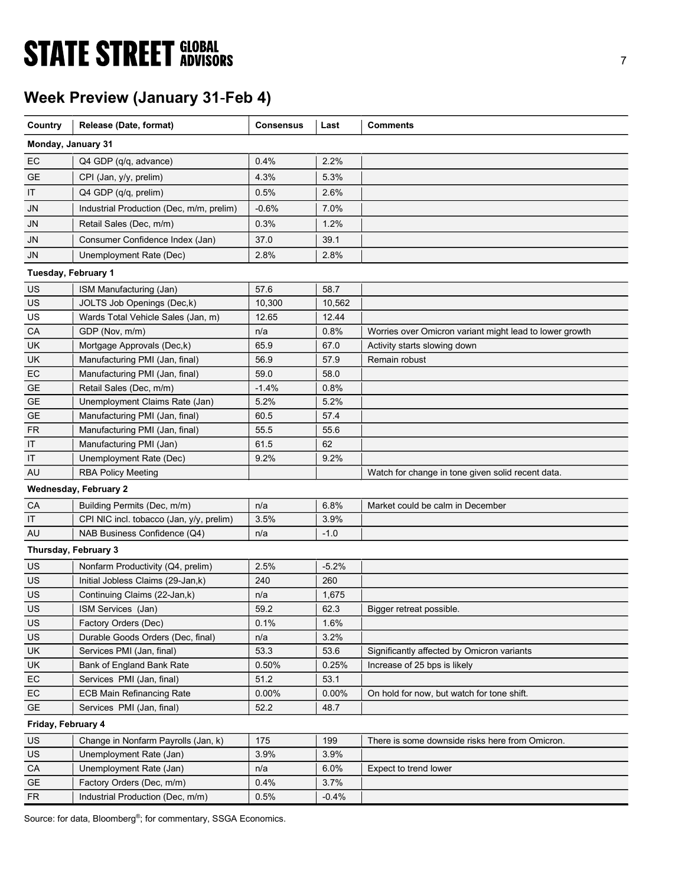## Week Preview (January 31-Feb 4)

| Country | Release (Date, format) | Consensus | Last | Comments |
|---|---|---|---|---|
| **Monday, January 31** | | | | |
| EC | Q4 GDP (q/q, advance) | 0.4% | 2.2% | |
| GE | CPI (Jan, y/y, prelim) | 4.3% | 5.3% | |
| IT | Q4 GDP (q/q, prelim) | 0.5% | 2.6% | |
| JN | Industrial Production (Dec, m/m, prelim) | -0.6% | 7.0% | |
| JN | Retail Sales (Dec, m/m) | 0.3% | 1.2% | |
| JN | Consumer Confidence Index (Jan) | 37.0 | 39.1 | |
| JN | Unemployment Rate (Dec) | 2.8% | 2.8% | |
| **Tuesday, February 1** | | | | |
| US | ISM Manufacturing (Jan) | 57.6 | 58.7 | |
| US | JOLTS Job Openings (Dec,k) | 10,300 | 10,562 | |
| US | Wards Total Vehicle Sales (Jan, m) | 12.65 | 12.44 | |
| CA | GDP (Nov, m/m) | n/a | 0.8% | Worries over Omicron variant might lead to lower growth |
| UK | Mortgage Approvals (Dec,k) | 65.9 | 67.0 | Activity starts slowing down |
| UK | Manufacturing PMI (Jan, final) | 56.9 | 57.9 | Remain robust |
| EC | Manufacturing PMI (Jan, final) | 59.0 | 58.0 | |
| GE | Retail Sales (Dec, m/m) | -1.4% | 0.8% | |
| GE | Unemployment Claims Rate (Jan) | 5.2% | 5.2% | |
| GE | Manufacturing PMI (Jan, final) | 60.5 | 57.4 | |
| FR | Manufacturing PMI (Jan, final) | 55.5 | 55.6 | |
| IT | Manufacturing PMI (Jan) | 61.5 | 62 | |
| IT | Unemployment Rate (Dec) | 9.2% | 9.2% | |
| AU | RBA Policy Meeting | | | Watch for change in tone given solid recent data. |
| **Wednesday, February 2** | | | | |
| CA | Building Permits (Dec, m/m) | n/a | 6.8% | Market could be calm in December |
| IT | CPI NIC incl. tobacco (Jan, y/y, prelim) | 3.5% | 3.9% | |
| AU | NAB Business Confidence (Q4) | n/a | -1.0 | |
| **Thursday, February 3** | | | | |
| US | Nonfarm Productivity (Q4, prelim) | 2.5% | -5.2% | |
| US | Initial Jobless Claims (29-Jan,k) | 240 | 260 | |
| US | Continuing Claims (22-Jan,k) | n/a | 1,675 | |
| US | ISM Services (Jan) | 59.2 | 62.3 | Bigger retreat possible. |
| US | Factory Orders (Dec) | 0.1% | 1.6% | |
| US | Durable Goods Orders (Dec, final) | n/a | 3.2% | |
| UK | Services PMI (Jan, final) | 53.3 | 53.6 | Significantly affected by Omicron variants |
| UK | Bank of England Bank Rate | 0.50% | 0.25% | Increase of 25 bps is likely |
| EC | Services PMI (Jan, final) | 51.2 | 53.1 | |
| EC | ECB Main Refinancing Rate | 0.00% | 0.00% | On hold for now, but watch for tone shift. |
| GE | Services PMI (Jan, final) | 52.2 | 48.7 | |
| **Friday, February 4** | | | | |
| US | Change in Nonfarm Payrolls (Jan, k) | 175 | 199 | There is some downside risks here from Omicron. |
| US | Unemployment Rate (Jan) | 3.9% | 3.9% | |
| CA | Unemployment Rate (Jan) | n/a | 6.0% | Expect to trend lower |
| GE | Factory Orders (Dec, m/m) | 0.4% | 3.7% | |
| FR | Industrial Production (Dec, m/m) | 0.5% | -0.4% | |

Source: for data, Bloomberg®; for commentary, SSGA Economics.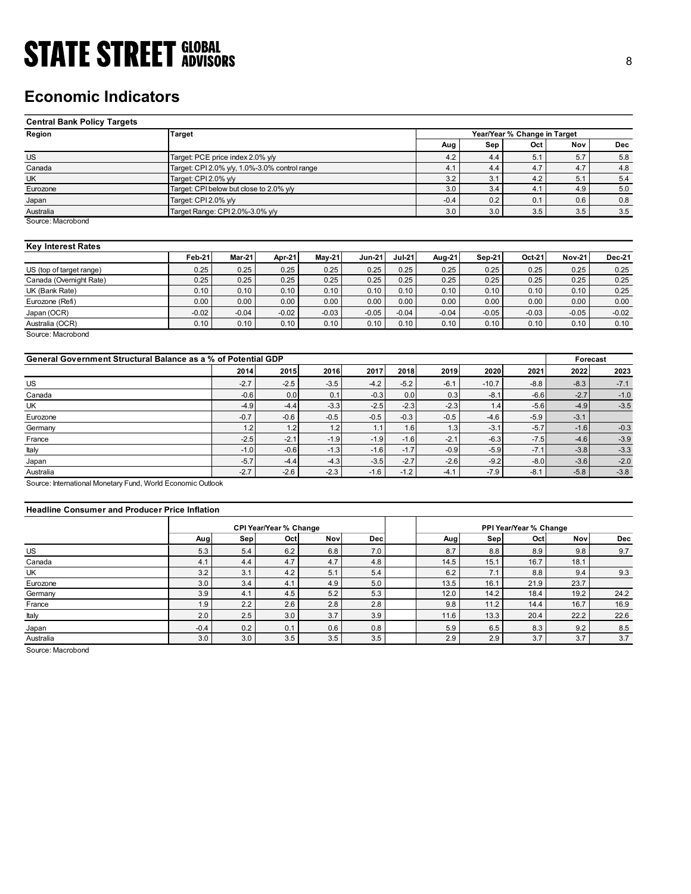# Economic Indicators

**Central Bank Policy Targets**

| Region | Target | Year/Year % Change in Target | | | | |
|---|---|---|---|---|---|---|
| | | Aug | Sep | Oct | Nov | Dec |
| US | Target: PCE price index 2.0% y/y | 4.2 | 4.4 | 5.1 | 5.7 | 5.8 |
| Canada | Target: CPI 2.0% y/y, 1.0%-3.0% control range | 4.1 | 4.4 | 4.7 | 4.7 | 4.8 |
| UK | Target: CPI 2.0% y/y | 3.2 | 3.1 | 4.2 | 5.1 | 5.4 |
| Eurozone | Target: CPI below but close to 2.0% y/y | 3.0 | 3.4 | 4.1 | 4.9 | 5.0 |
| Japan | Target: CPI 2.0% y/y | -0.4 | 0.2 | 0.1 | 0.6 | 0.8 |
| Australia | Target Range: CPI 2.0%-3.0% y/y | 3.0 | 3.0 | 3.5 | 3.5 | 3.5 |

Source: Macrobond

**Key Interest Rates**

| | Feb-21 | Mar-21 | Apr-21 | May-21 | Jun-21 | Jul-21 | Aug-21 | Sep-21 | Oct-21 | Nov-21 | Dec-21 |
|---|---|---|---|---|---|---|---|---|---|---|---|
| US (top of target range) | 0.25 | 0.25 | 0.25 | 0.25 | 0.25 | 0.25 | 0.25 | 0.25 | 0.25 | 0.25 | 0.25 |
| Canada (Overnight Rate) | 0.25 | 0.25 | 0.25 | 0.25 | 0.25 | 0.25 | 0.25 | 0.25 | 0.25 | 0.25 | 0.25 |
| UK (Bank Rate) | 0.10 | 0.10 | 0.10 | 0.10 | 0.10 | 0.10 | 0.10 | 0.10 | 0.10 | 0.10 | 0.25 |
| Eurozone (Refi) | 0.00 | 0.00 | 0.00 | 0.00 | 0.00 | 0.00 | 0.00 | 0.00 | 0.00 | 0.00 | 0.00 |
| Japan (OCR) | -0.02 | -0.04 | -0.02 | -0.03 | -0.05 | -0.04 | -0.04 | -0.05 | -0.03 | -0.05 | -0.02 |
| Australia (OCR) | 0.10 | 0.10 | 0.10 | 0.10 | 0.10 | 0.10 | 0.10 | 0.10 | 0.10 | 0.10 | 0.10 |

Source: Macrobond

**General Government Structural Balance as a % of Potential GDP**

| | 2014 | 2015 | 2016 | 2017 | 2018 | 2019 | 2020 | 2021 | Forecast 2022 | Forecast 2023 |
|---|---|---|---|---|---|---|---|---|---|---|
| US | -2.7 | -2.5 | -3.5 | -4.2 | -5.2 | -6.1 | -10.7 | -8.8 | -8.3 | -7.1 |
| Canada | -0.6 | 0.0 | 0.1 | -0.3 | 0.0 | 0.3 | -8.1 | -6.6 | -2.7 | -1.0 |
| UK | -4.9 | -4.4 | -3.3 | -2.5 | -2.3 | -2.3 | 1.4 | -5.6 | -4.9 | -3.5 |
| Eurozone | -0.7 | -0.6 | -0.5 | -0.5 | -0.3 | -0.5 | -4.6 | -5.9 | -3.1 | |
| Germany | 1.2 | 1.2 | 1.2 | 1.1 | 1.6 | 1.3 | -3.1 | -5.7 | -1.6 | -0.3 |
| France | -2.5 | -2.1 | -1.9 | -1.9 | -1.6 | -2.1 | -6.3 | -7.5 | -4.6 | -3.9 |
| Italy | -1.0 | -0.6 | -1.3 | -1.6 | -1.7 | -0.9 | -5.9 | -7.1 | -3.8 | -3.3 |
| Japan | -5.7 | -4.4 | -4.3 | -3.5 | -2.7 | -2.6 | -9.2 | -8.0 | -3.6 | -2.0 |
| Australia | -2.7 | -2.6 | -2.3 | -1.6 | -1.2 | -4.1 | -7.9 | -8.1 | -5.8 | -3.8 |

Source: International Monetary Fund, World Economic Outlook

**Headline Consumer and Producer Price Inflation**

| | CPI Year/Year % Change | | | | | PPI Year/Year % Change | | | | |
|---|---|---|---|---|---|---|---|---|---|---|
| | Aug | Sep | Oct | Nov | Dec | Aug | Sep | Oct | Nov | Dec |
| US | 5.3 | 5.4 | 6.2 | 6.8 | 7.0 | 8.7 | 8.8 | 8.9 | 9.8 | 9.7 |
| Canada | 4.1 | 4.4 | 4.7 | 4.7 | 4.8 | 14.5 | 15.1 | 16.7 | 18.1 | |
| UK | 3.2 | 3.1 | 4.2 | 5.1 | 5.4 | 6.2 | 7.1 | 8.8 | 9.4 | 9.3 |
| Eurozone | 3.0 | 3.4 | 4.1 | 4.9 | 5.0 | 13.5 | 16.1 | 21.9 | 23.7 | |
| Germany | 3.9 | 4.1 | 4.5 | 5.2 | 5.3 | 12.0 | 14.2 | 18.4 | 19.2 | 24.2 |
| France | 1.9 | 2.2 | 2.6 | 2.8 | 2.8 | 9.8 | 11.2 | 14.4 | 16.7 | 16.9 |
| Italy | 2.0 | 2.5 | 3.0 | 3.7 | 3.9 | 11.6 | 13.3 | 20.4 | 22.2 | 22.6 |
| Japan | -0.4 | 0.2 | 0.1 | 0.6 | 0.8 | 5.9 | 6.5 | 8.3 | 9.2 | 8.5 |
| Australia | 3.0 | 3.0 | 3.5 | 3.5 | 3.5 | 2.9 | 2.9 | 3.7 | 3.7 | 3.7 |

Source: Macrobond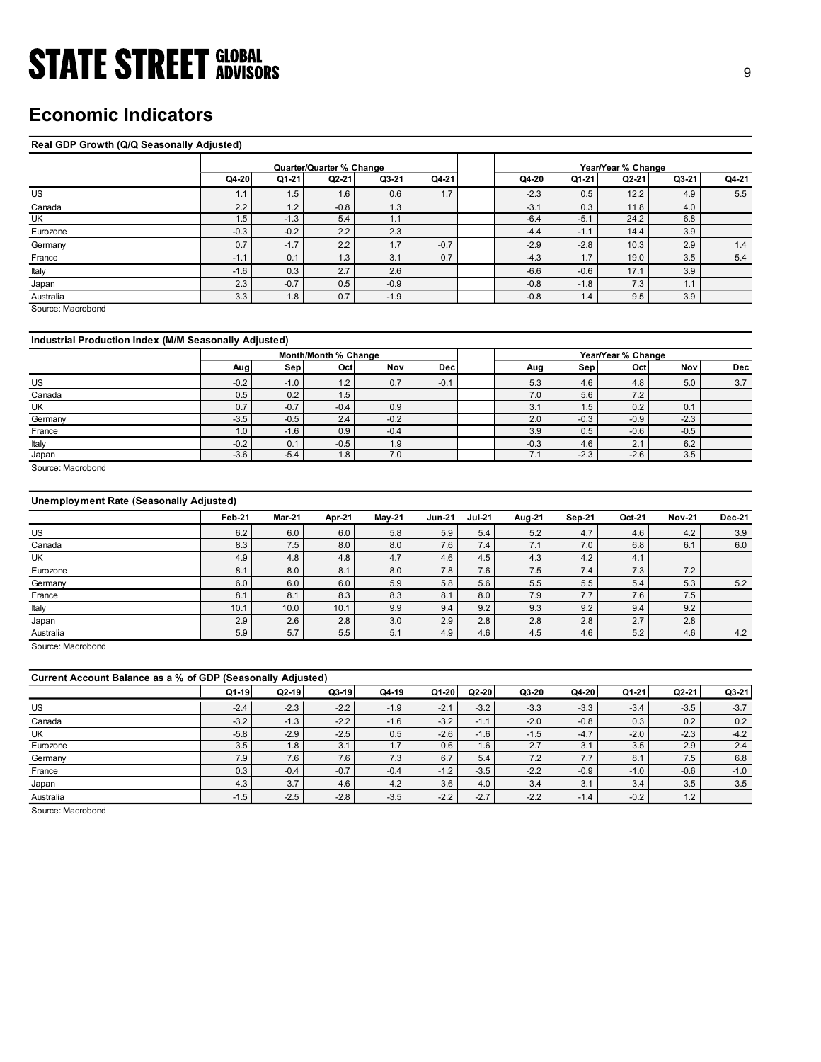# Economic Indicators

**Real GDP Growth (Q/Q Seasonally Adjusted)**

| | Quarter/Quarter % Change | | | | | | Year/Year % Change | | | | |
|---|---|---|---|---|---|---|---|---|---|---|---|
| | Q4-20 | Q1-21 | Q2-21 | Q3-21 | Q4-21 | | Q4-20 | Q1-21 | Q2-21 | Q3-21 | Q4-21 |
| US | 1.1 | 1.5 | 1.6 | 0.6 | 1.7 | | -2.3 | 0.5 | 12.2 | 4.9 | 5.5 |
| Canada | 2.2 | 1.2 | -0.8 | 1.3 | | | -3.1 | 0.3 | 11.8 | 4.0 | |
| UK | 1.5 | -1.3 | 5.4 | 1.1 | | | -6.4 | -5.1 | 24.2 | 6.8 | |
| Eurozone | -0.3 | -0.2 | 2.2 | 2.3 | | | -4.4 | -1.1 | 14.4 | 3.9 | |
| Germany | 0.7 | -1.7 | 2.2 | 1.7 | -0.7 | | -2.9 | -2.8 | 10.3 | 2.9 | 1.4 |
| France | -1.1 | 0.1 | 1.3 | 3.1 | 0.7 | | -4.3 | 1.7 | 19.0 | 3.5 | 5.4 |
| Italy | -1.6 | 0.3 | 2.7 | 2.6 | | | -6.6 | -0.6 | 17.1 | 3.9 | |
| Japan | 2.3 | -0.7 | 0.5 | -0.9 | | | -0.8 | -1.8 | 7.3 | 1.1 | |
| Australia | 3.3 | 1.8 | 0.7 | -1.9 | | | -0.8 | 1.4 | 9.5 | 3.9 | |

Source: Macrobond

**Industrial Production Index (M/M Seasonally Adjusted)**

| | Month/Month % Change | | | | | | Year/Year % Change | | | | |
|---|---|---|---|---|---|---|---|---|---|---|---|
| | Aug | Sep | Oct | Nov | Dec | | Aug | Sep | Oct | Nov | Dec |
| US | -0.2 | -1.0 | 1.2 | 0.7 | -0.1 | | 5.3 | 4.6 | 4.8 | 5.0 | 3.7 |
| Canada | 0.5 | 0.2 | 1.5 | | | | 7.0 | 5.6 | 7.2 | | |
| UK | 0.7 | -0.7 | -0.4 | 0.9 | | | 3.1 | 1.5 | 0.2 | 0.1 | |
| Germany | -3.5 | -0.5 | 2.4 | -0.2 | | | 2.0 | -0.3 | -0.9 | -2.3 | |
| France | 1.0 | -1.6 | 0.9 | -0.4 | | | 3.9 | 0.5 | -0.6 | -0.5 | |
| Italy | -0.2 | 0.1 | -0.5 | 1.9 | | | -0.3 | 4.6 | 2.1 | 6.2 | |
| Japan | -3.6 | -5.4 | 1.8 | 7.0 | | | 7.1 | -2.3 | -2.6 | 3.5 | |

Source: Macrobond

**Unemployment Rate (Seasonally Adjusted)**

| | Feb-21 | Mar-21 | Apr-21 | May-21 | Jun-21 | Jul-21 | Aug-21 | Sep-21 | Oct-21 | Nov-21 | Dec-21 |
|---|---|---|---|---|---|---|---|---|---|---|---|
| US | 6.2 | 6.0 | 6.0 | 5.8 | 5.9 | 5.4 | 5.2 | 4.7 | 4.6 | 4.2 | 3.9 |
| Canada | 8.3 | 7.5 | 8.0 | 8.0 | 7.6 | 7.4 | 7.1 | 7.0 | 6.8 | 6.1 | 6.0 |
| UK | 4.9 | 4.8 | 4.8 | 4.7 | 4.6 | 4.5 | 4.3 | 4.2 | 4.1 | | |
| Eurozone | 8.1 | 8.0 | 8.1 | 8.0 | 7.8 | 7.6 | 7.5 | 7.4 | 7.3 | 7.2 | |
| Germany | 6.0 | 6.0 | 6.0 | 5.9 | 5.8 | 5.6 | 5.5 | 5.5 | 5.4 | 5.3 | 5.2 |
| France | 8.1 | 8.1 | 8.3 | 8.3 | 8.1 | 8.0 | 7.9 | 7.7 | 7.6 | 7.5 | |
| Italy | 10.1 | 10.0 | 10.1 | 9.9 | 9.4 | 9.2 | 9.3 | 9.2 | 9.4 | 9.2 | |
| Japan | 2.9 | 2.6 | 2.8 | 3.0 | 2.9 | 2.8 | 2.8 | 2.8 | 2.7 | 2.8 | |
| Australia | 5.9 | 5.7 | 5.5 | 5.1 | 4.9 | 4.6 | 4.5 | 4.6 | 5.2 | 4.6 | 4.2 |

Source: Macrobond

**Current Account Balance as a % of GDP (Seasonally Adjusted)**

| | Q1-19 | Q2-19 | Q3-19 | Q4-19 | Q1-20 | Q2-20 | Q3-20 | Q4-20 | Q1-21 | Q2-21 | Q3-21 |
|---|---|---|---|---|---|---|---|---|---|---|---|
| US | -2.4 | -2.3 | -2.2 | -1.9 | -2.1 | -3.2 | -3.3 | -3.3 | -3.4 | -3.5 | -3.7 |
| Canada | -3.2 | -1.3 | -2.2 | -1.6 | -3.2 | -1.1 | -2.0 | -0.8 | 0.3 | 0.2 | 0.2 |
| UK | -5.8 | -2.9 | -2.5 | 0.5 | -2.6 | -1.6 | -1.5 | -4.7 | -2.0 | -2.3 | -4.2 |
| Eurozone | 3.5 | 1.8 | 3.1 | 1.7 | 0.6 | 1.6 | 2.7 | 3.1 | 3.5 | 2.9 | 2.4 |
| Germany | 7.9 | 7.6 | 7.6 | 7.3 | 6.7 | 5.4 | 7.2 | 7.7 | 8.1 | 7.5 | 6.8 |
| France | 0.3 | -0.4 | -0.7 | -0.4 | -1.2 | -3.5 | -2.2 | -0.9 | -1.0 | -0.6 | -1.0 |
| Japan | 4.3 | 3.7 | 4.6 | 4.2 | 3.6 | 4.0 | 3.4 | 3.1 | 3.4 | 3.5 | 3.5 |
| Australia | -1.5 | -2.5 | -2.8 | -3.5 | -2.2 | -2.7 | -2.2 | -1.4 | -0.2 | 1.2 | |

Source: Macrobond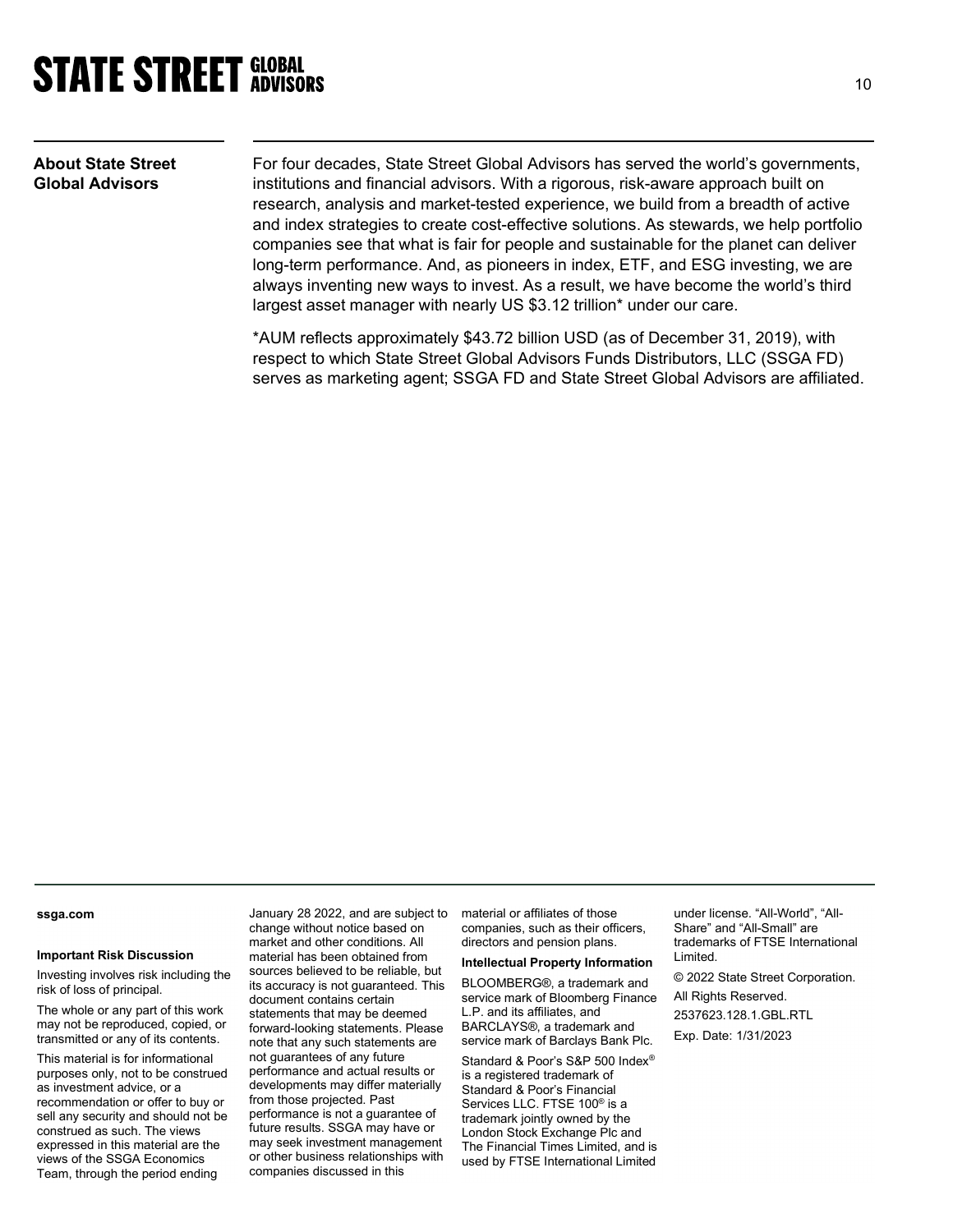## About State Street Global Advisors

For four decades, State Street Global Advisors has served the world's governments, institutions and financial advisors. With a rigorous, risk-aware approach built on research, analysis and market-tested experience, we build from a breadth of active and index strategies to create cost-effective solutions. As stewards, we help portfolio companies see that what is fair for people and sustainable for the planet can deliver long-term performance. And, as pioneers in index, ETF, and ESG investing, we are always inventing new ways to invest. As a result, we have become the world's third largest asset manager with nearly US $3.12 trillion* under our care.

*AUM reflects approximately $43.72 billion USD (as of December 31, 2019), with respect to which State Street Global Advisors Funds Distributors, LLC (SSGA FD) serves as marketing agent; SSGA FD and State Street Global Advisors are affiliated.

**ssga.com**

**Important Risk Discussion**

Investing involves risk including the risk of loss of principal.

The whole or any part of this work may not be reproduced, copied, or transmitted or any of its contents.

This material is for informational purposes only, not to be construed as investment advice, or a recommendation or offer to buy or sell any security and should not be construed as such. The views expressed in this material are the views of the SSGA Economics Team, through the period ending January 28 2022, and are subject to change without notice based on market and other conditions. All material has been obtained from sources believed to be reliable, but its accuracy is not guaranteed. This document contains certain statements that may be deemed forward-looking statements. Please note that any such statements are not guarantees of any future performance and actual results or developments may differ materially from those projected. Past performance is not a guarantee of future results. SSGA may have or may seek investment management or other business relationships with companies discussed in this material or affiliates of those companies, such as their officers, directors and pension plans.

**Intellectual Property Information**

BLOOMBERG®, a trademark and service mark of Bloomberg Finance L.P. and its affiliates, and BARCLAYS®, a trademark and service mark of Barclays Bank Plc.

Standard & Poor's S&P 500 Index® is a registered trademark of Standard & Poor's Financial Services LLC. FTSE 100® is a trademark jointly owned by the London Stock Exchange Plc and The Financial Times Limited, and is used by FTSE International Limited under license. "All-World", "All-Share" and "All-Small" are trademarks of FTSE International Limited.

© 2022 State Street Corporation.

All Rights Reserved.

2537623.128.1.GBL.RTL

Exp. Date: 1/31/2023